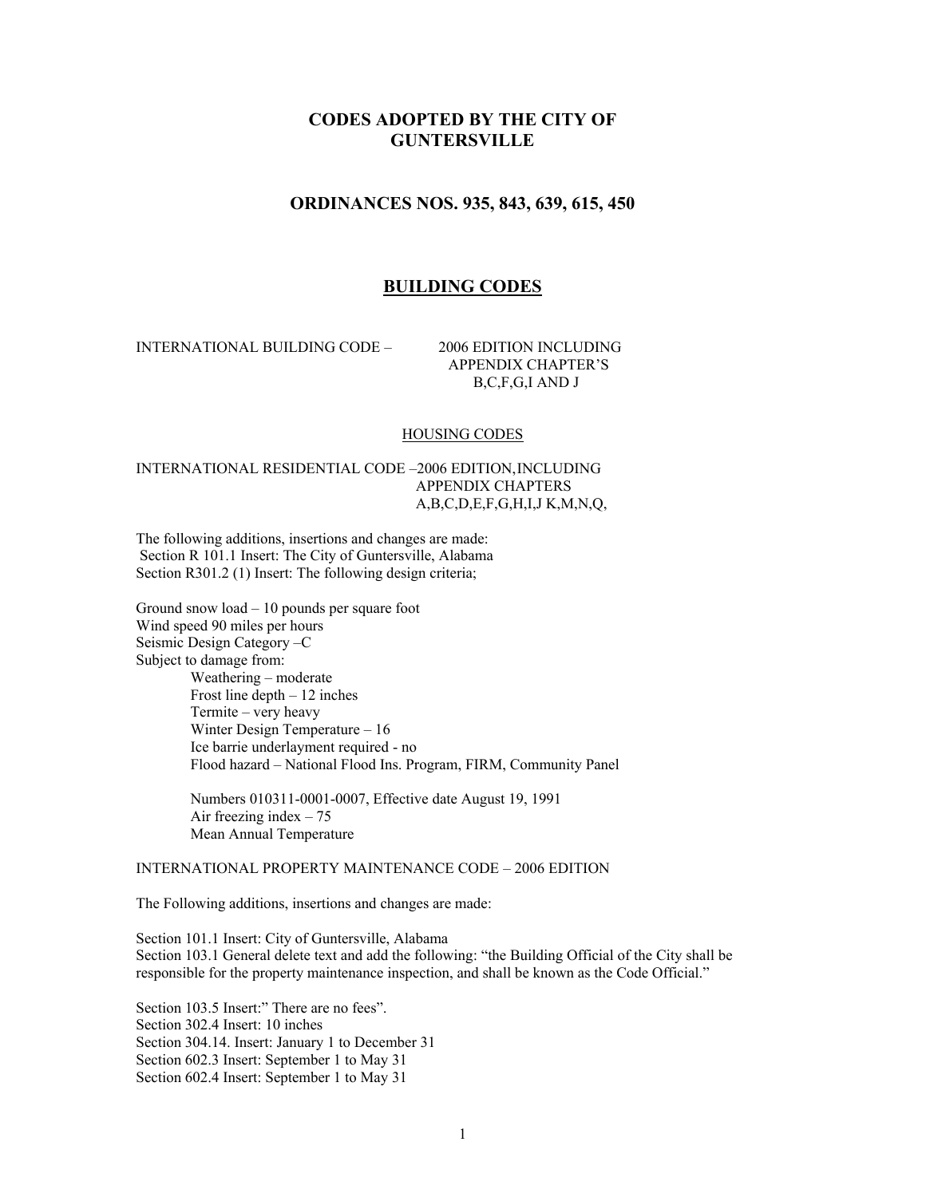# CODES ADOPTED BY THE CITY OF GUNTERSVILLE

## ORDINANCES NOS. 935, 843, 639, 615, 450

## BUILDING CODES

INTERNATIONAL BUILDING CODE – 2006 EDITION INCLUDING APPENDIX CHAPTER'S B,C,F,G,I AND J

### HOUSING CODES

INTERNATIONAL RESIDENTIAL CODE –2006 EDITION,INCLUDING APPENDIX CHAPTERS A,B,C,D,E,F,G,H,I,J K,M,N,Q,

The following additions, insertions and changes are made:
Section R 101.1 Insert: The City of Guntersville, Alabama
Section R301.2 (1) Insert: The following design criteria;

Ground snow load – 10 pounds per square foot
Wind speed 90 miles per hours
Seismic Design Category –C
Subject to damage from:

- Weathering – moderate
- Frost line depth – 12 inches
- Termite – very heavy
- Winter Design Temperature – 16
- Ice barrie underlayment required - no
- Flood hazard – National Flood Ins. Program, FIRM, Community Panel

  Numbers 010311-0001-0007, Effective date August 19, 1991
- Air freezing index – 75
- Mean Annual Temperature

INTERNATIONAL PROPERTY MAINTENANCE CODE – 2006 EDITION

The Following additions, insertions and changes are made:

Section 101.1 Insert: City of Guntersville, Alabama
Section 103.1 General delete text and add the following: "the Building Official of the City shall be responsible for the property maintenance inspection, and shall be known as the Code Official."

Section 103.5 Insert:" There are no fees".
Section 302.4 Insert: 10 inches
Section 304.14. Insert: January 1 to December 31
Section 602.3 Insert: September 1 to May 31
Section 602.4 Insert: September 1 to May 31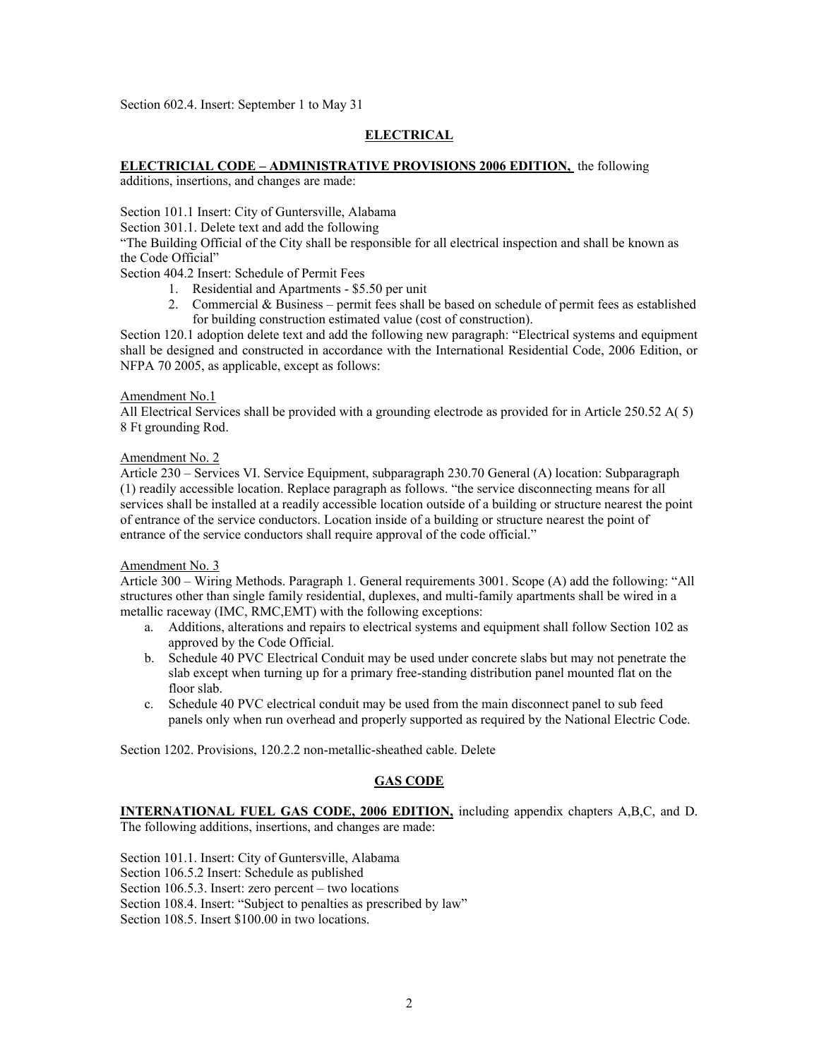Section 602.4. Insert: September 1 to May 31

## ELECTRICAL

**ELECTRICIAL CODE – ADMINISTRATIVE PROVISIONS 2006 EDITION,** the following additions, insertions, and changes are made:

Section 101.1 Insert: City of Guntersville, Alabama

Section 301.1. Delete text and add the following

"The Building Official of the City shall be responsible for all electrical inspection and shall be known as the Code Official"

Section 404.2 Insert: Schedule of Permit Fees

1. Residential and Apartments - $5.50 per unit
2. Commercial & Business – permit fees shall be based on schedule of permit fees as established for building construction estimated value (cost of construction).

Section 120.1 adoption delete text and add the following new paragraph: "Electrical systems and equipment shall be designed and constructed in accordance with the International Residential Code, 2006 Edition, or NFPA 70 2005, as applicable, except as follows:

Amendment No.1

All Electrical Services shall be provided with a grounding electrode as provided for in Article 250.52 A( 5) 8 Ft grounding Rod.

Amendment No. 2

Article 230 – Services VI. Service Equipment, subparagraph 230.70 General (A) location: Subparagraph (1) readily accessible location. Replace paragraph as follows. "the service disconnecting means for all services shall be installed at a readily accessible location outside of a building or structure nearest the point of entrance of the service conductors. Location inside of a building or structure nearest the point of entrance of the service conductors shall require approval of the code official."

Amendment No. 3

Article 300 – Wiring Methods. Paragraph 1. General requirements 3001. Scope (A) add the following: "All structures other than single family residential, duplexes, and multi-family apartments shall be wired in a metallic raceway (IMC, RMC,EMT) with the following exceptions:

a. Additions, alterations and repairs to electrical systems and equipment shall follow Section 102 as approved by the Code Official.
b. Schedule 40 PVC Electrical Conduit may be used under concrete slabs but may not penetrate the slab except when turning up for a primary free-standing distribution panel mounted flat on the floor slab.
c. Schedule 40 PVC electrical conduit may be used from the main disconnect panel to sub feed panels only when run overhead and properly supported as required by the National Electric Code.

Section 1202. Provisions, 120.2.2 non-metallic-sheathed cable. Delete

## GAS CODE

**INTERNATIONAL FUEL GAS CODE, 2006 EDITION,** including appendix chapters A,B,C, and D. The following additions, insertions, and changes are made:

Section 101.1. Insert: City of Guntersville, Alabama

Section 106.5.2 Insert: Schedule as published

Section 106.5.3. Insert: zero percent – two locations

Section 108.4. Insert: "Subject to penalties as prescribed by law"

Section 108.5. Insert $100.00 in two locations.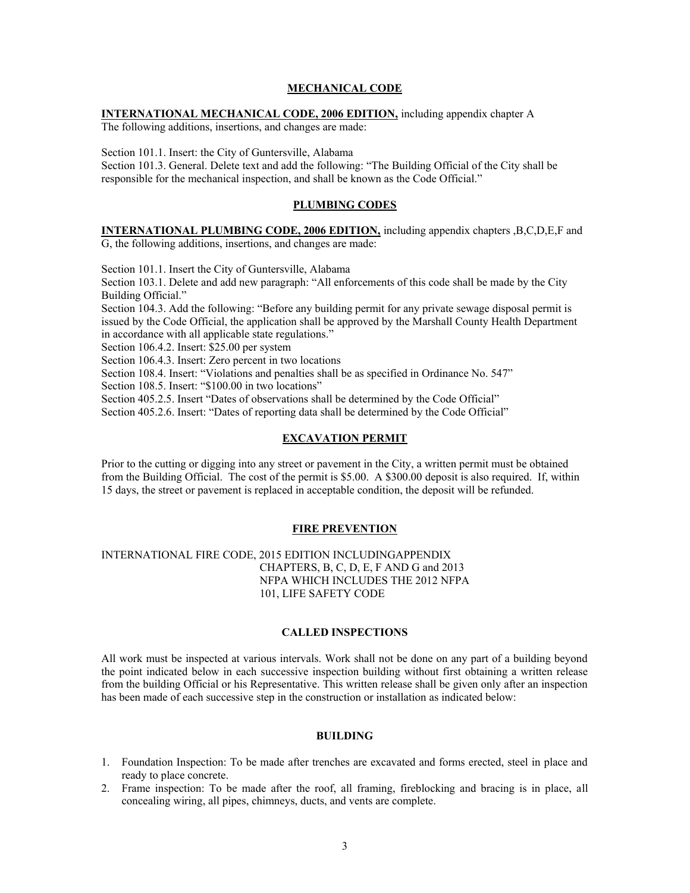## MECHANICAL CODE

**INTERNATIONAL MECHANICAL CODE, 2006 EDITION,** including appendix chapter A
The following additions, insertions, and changes are made:

Section 101.1. Insert: the City of Guntersville, Alabama
Section 101.3. General. Delete text and add the following: "The Building Official of the City shall be responsible for the mechanical inspection, and shall be known as the Code Official."

## PLUMBING CODES

**INTERNATIONAL PLUMBING CODE, 2006 EDITION,** including appendix chapters ,B,C,D,E,F and G, the following additions, insertions, and changes are made:

Section 101.1. Insert the City of Guntersville, Alabama
Section 103.1. Delete and add new paragraph: "All enforcements of this code shall be made by the City Building Official."
Section 104.3. Add the following: "Before any building permit for any private sewage disposal permit is issued by the Code Official, the application shall be approved by the Marshall County Health Department in accordance with all applicable state regulations."
Section 106.4.2. Insert: $25.00 per system
Section 106.4.3. Insert: Zero percent in two locations
Section 108.4. Insert: "Violations and penalties shall be as specified in Ordinance No. 547"
Section 108.5. Insert: "$100.00 in two locations"
Section 405.2.5. Insert "Dates of observations shall be determined by the Code Official"
Section 405.2.6. Insert: "Dates of reporting data shall be determined by the Code Official"

## EXCAVATION PERMIT

Prior to the cutting or digging into any street or pavement in the City, a written permit must be obtained from the Building Official. The cost of the permit is $5.00. A $300.00 deposit is also required. If, within 15 days, the street or pavement is replaced in acceptable condition, the deposit will be refunded.

## FIRE PREVENTION

INTERNATIONAL FIRE CODE, 2015 EDITION INCLUDINGAPPENDIX CHAPTERS, B, C, D, E, F AND G and 2013 NFPA WHICH INCLUDES THE 2012 NFPA 101, LIFE SAFETY CODE

## CALLED INSPECTIONS

All work must be inspected at various intervals. Work shall not be done on any part of a building beyond the point indicated below in each successive inspection building without first obtaining a written release from the building Official or his Representative. This written release shall be given only after an inspection has been made of each successive step in the construction or installation as indicated below:

## BUILDING

1. Foundation Inspection: To be made after trenches are excavated and forms erected, steel in place and ready to place concrete.
2. Frame inspection: To be made after the roof, all framing, fireblocking and bracing is in place, all concealing wiring, all pipes, chimneys, ducts, and vents are complete.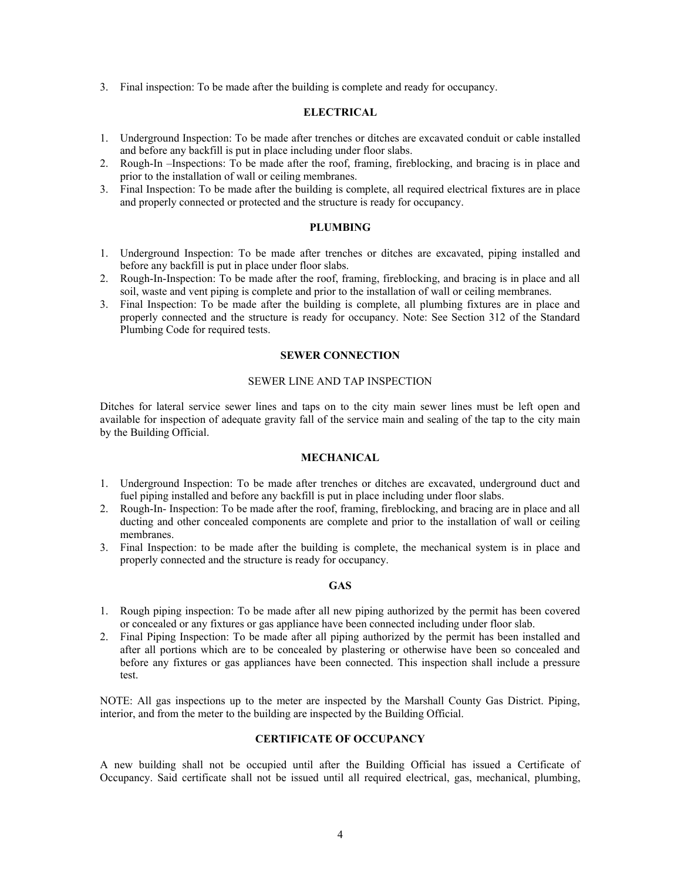3. Final inspection: To be made after the building is complete and ready for occupancy.

## ELECTRICAL

1. Underground Inspection: To be made after trenches or ditches are excavated conduit or cable installed and before any backfill is put in place including under floor slabs.
2. Rough-In –Inspections: To be made after the roof, framing, fireblocking, and bracing is in place and prior to the installation of wall or ceiling membranes.
3. Final Inspection: To be made after the building is complete, all required electrical fixtures are in place and properly connected or protected and the structure is ready for occupancy.

## PLUMBING

1. Underground Inspection: To be made after trenches or ditches are excavated, piping installed and before any backfill is put in place under floor slabs.
2. Rough-In-Inspection: To be made after the roof, framing, fireblocking, and bracing is in place and all soil, waste and vent piping is complete and prior to the installation of wall or ceiling membranes.
3. Final Inspection: To be made after the building is complete, all plumbing fixtures are in place and properly connected and the structure is ready for occupancy. Note: See Section 312 of the Standard Plumbing Code for required tests.

## SEWER CONNECTION

SEWER LINE AND TAP INSPECTION

Ditches for lateral service sewer lines and taps on to the city main sewer lines must be left open and available for inspection of adequate gravity fall of the service main and sealing of the tap to the city main by the Building Official.

## MECHANICAL

1. Underground Inspection: To be made after trenches or ditches are excavated, underground duct and fuel piping installed and before any backfill is put in place including under floor slabs.
2. Rough-In- Inspection: To be made after the roof, framing, fireblocking, and bracing are in place and all ducting and other concealed components are complete and prior to the installation of wall or ceiling membranes.
3. Final Inspection: to be made after the building is complete, the mechanical system is in place and properly connected and the structure is ready for occupancy.

## GAS

1. Rough piping inspection: To be made after all new piping authorized by the permit has been covered or concealed or any fixtures or gas appliance have been connected including under floor slab.
2. Final Piping Inspection: To be made after all piping authorized by the permit has been installed and after all portions which are to be concealed by plastering or otherwise have been so concealed and before any fixtures or gas appliances have been connected. This inspection shall include a pressure test.

NOTE: All gas inspections up to the meter are inspected by the Marshall County Gas District. Piping, interior, and from the meter to the building are inspected by the Building Official.

## CERTIFICATE OF OCCUPANCY

A new building shall not be occupied until after the Building Official has issued a Certificate of Occupancy. Said certificate shall not be issued until all required electrical, gas, mechanical, plumbing,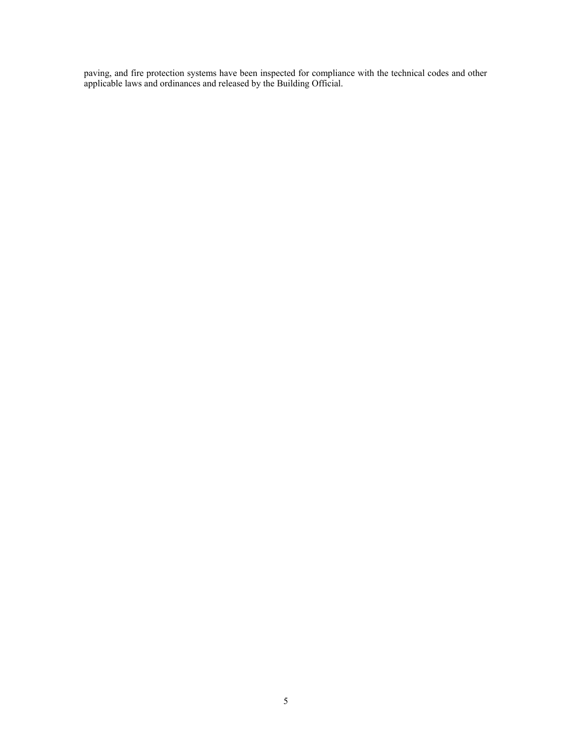paving, and fire protection systems have been inspected for compliance with the technical codes and other applicable laws and ordinances and released by the Building Official.